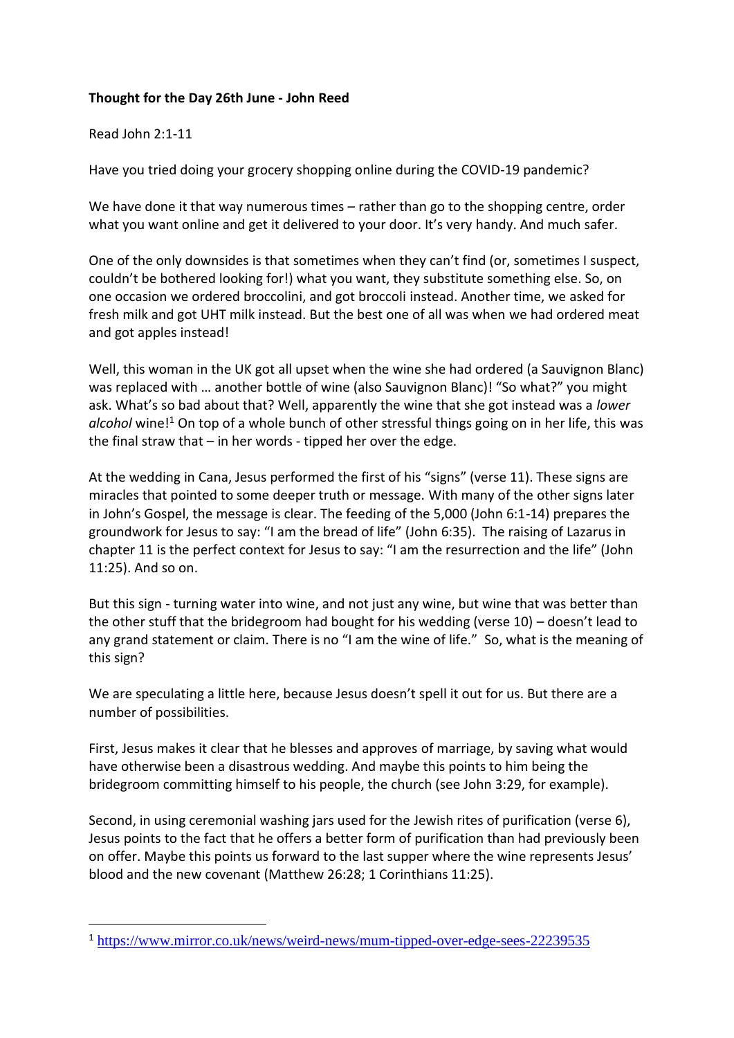**Thought for the Day 26th June - John Reed**

Read John 2:1-11

Have you tried doing your grocery shopping online during the COVID-19 pandemic?

We have done it that way numerous times – rather than go to the shopping centre, order what you want online and get it delivered to your door. It's very handy. And much safer.

One of the only downsides is that sometimes when they can't find (or, sometimes I suspect, couldn't be bothered looking for!) what you want, they substitute something else. So, on one occasion we ordered broccolini, and got broccoli instead. Another time, we asked for fresh milk and got UHT milk instead. But the best one of all was when we had ordered meat and got apples instead!

Well, this woman in the UK got all upset when the wine she had ordered (a Sauvignon Blanc) was replaced with … another bottle of wine (also Sauvignon Blanc)! "So what?" you might ask. What's so bad about that? Well, apparently the wine that she got instead was a *lower alcohol* wine![1] On top of a whole bunch of other stressful things going on in her life, this was the final straw that – in her words - tipped her over the edge.

At the wedding in Cana, Jesus performed the first of his "signs" (verse 11). These signs are miracles that pointed to some deeper truth or message. With many of the other signs later in John's Gospel, the message is clear. The feeding of the 5,000 (John 6:1-14) prepares the groundwork for Jesus to say: "I am the bread of life" (John 6:35). The raising of Lazarus in chapter 11 is the perfect context for Jesus to say: "I am the resurrection and the life" (John 11:25). And so on.

But this sign - turning water into wine, and not just any wine, but wine that was better than the other stuff that the bridegroom had bought for his wedding (verse 10) – doesn't lead to any grand statement or claim. There is no "I am the wine of life." So, what is the meaning of this sign?

We are speculating a little here, because Jesus doesn't spell it out for us. But there are a number of possibilities.

First, Jesus makes it clear that he blesses and approves of marriage, by saving what would have otherwise been a disastrous wedding. And maybe this points to him being the bridegroom committing himself to his people, the church (see John 3:29, for example).

Second, in using ceremonial washing jars used for the Jewish rites of purification (verse 6), Jesus points to the fact that he offers a better form of purification than had previously been on offer. Maybe this points us forward to the last supper where the wine represents Jesus' blood and the new covenant (Matthew 26:28; 1 Corinthians 11:25).

---

[1] https://www.mirror.co.uk/news/weird-news/mum-tipped-over-edge-sees-22239535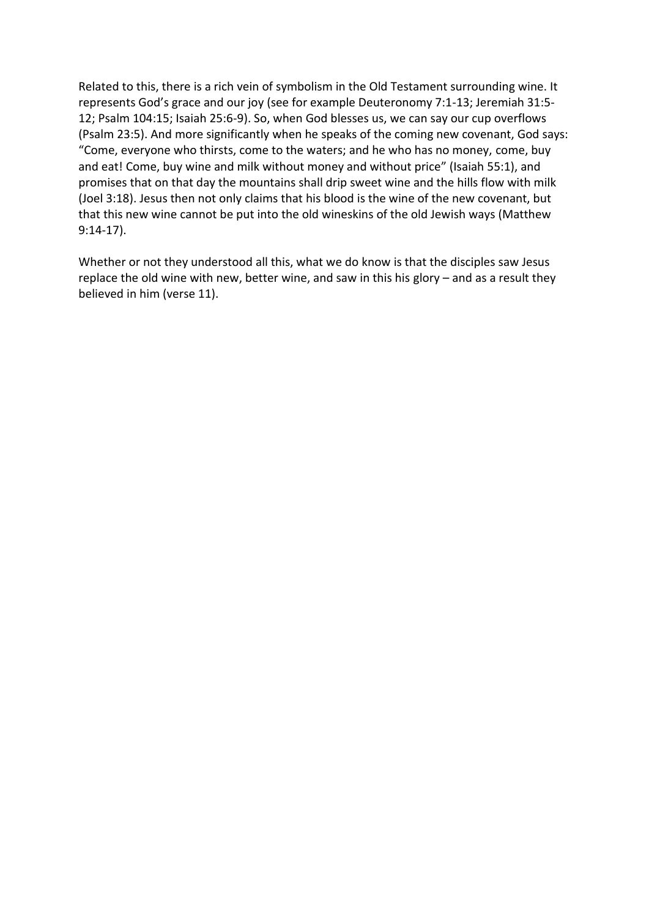Related to this, there is a rich vein of symbolism in the Old Testament surrounding wine. It represents God's grace and our joy (see for example Deuteronomy 7:1-13; Jeremiah 31:5-12; Psalm 104:15; Isaiah 25:6-9). So, when God blesses us, we can say our cup overflows (Psalm 23:5). And more significantly when he speaks of the coming new covenant, God says: "Come, everyone who thirsts, come to the waters; and he who has no money, come, buy and eat! Come, buy wine and milk without money and without price" (Isaiah 55:1), and promises that on that day the mountains shall drip sweet wine and the hills flow with milk (Joel 3:18). Jesus then not only claims that his blood is the wine of the new covenant, but that this new wine cannot be put into the old wineskins of the old Jewish ways (Matthew 9:14-17).

Whether or not they understood all this, what we do know is that the disciples saw Jesus replace the old wine with new, better wine, and saw in this his glory – and as a result they believed in him (verse 11).